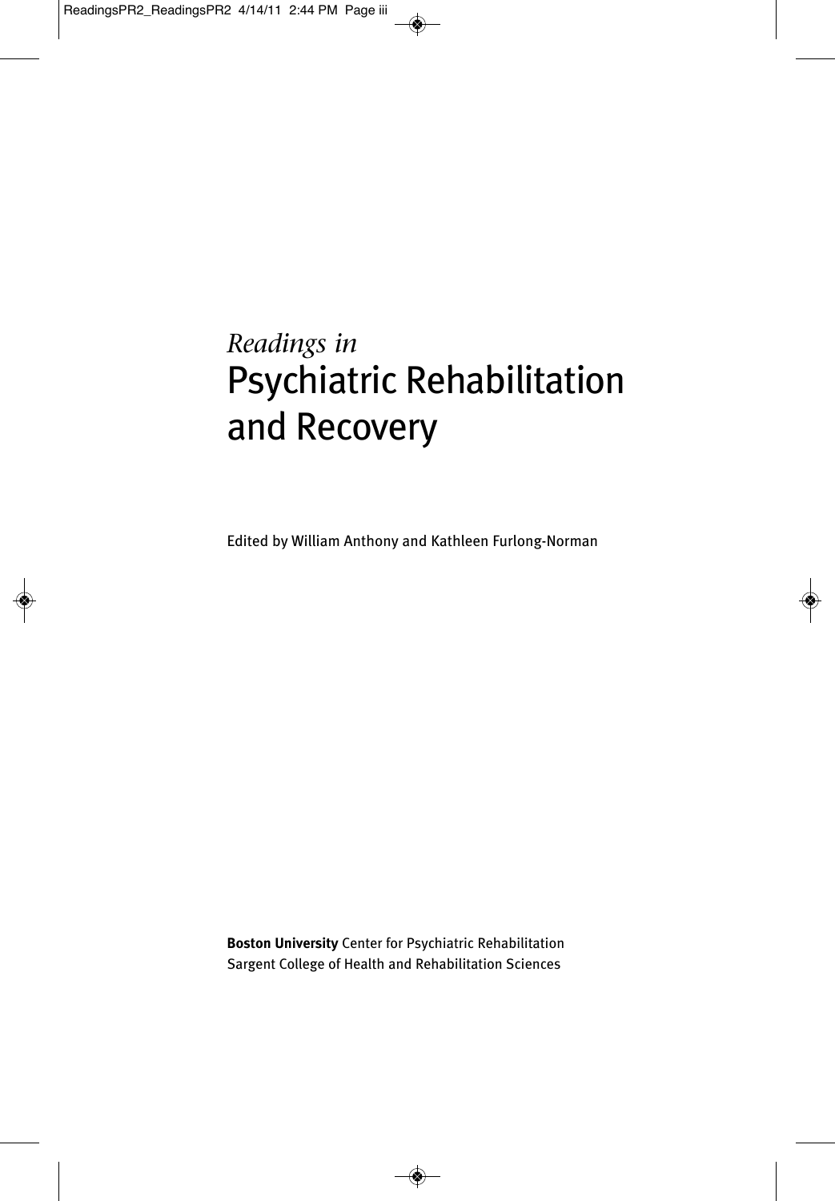# *Readings in* Psychiatric Rehabilitation and Recovery

Edited by William Anthony and Kathleen Furlong-Norman

**Boston University** Center for Psychiatric Rehabilitation
Sargent College of Health and Rehabilitation Sciences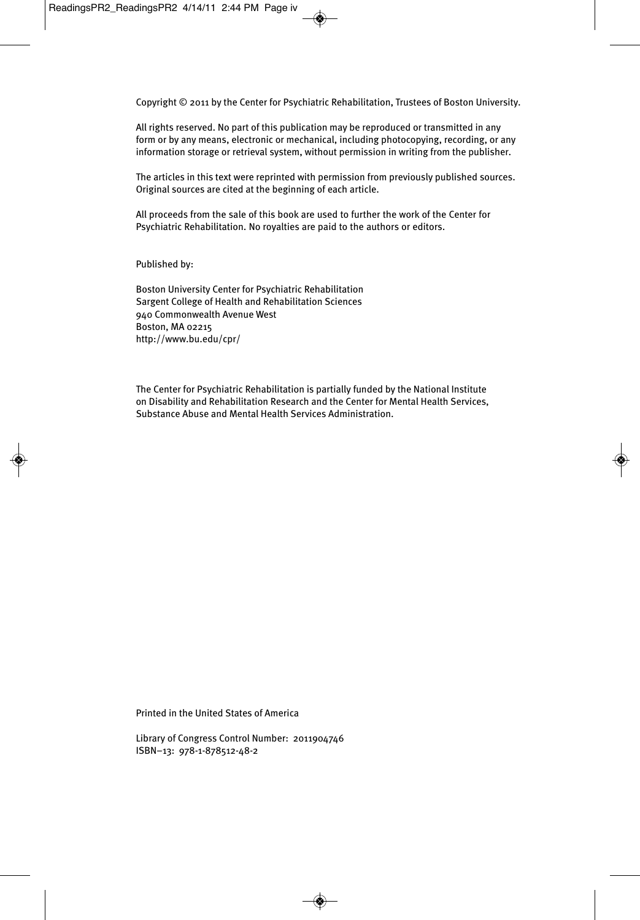Copyright © 2011 by the Center for Psychiatric Rehabilitation, Trustees of Boston University.

All rights reserved. No part of this publication may be reproduced or transmitted in any form or by any means, electronic or mechanical, including photocopying, recording, or any information storage or retrieval system, without permission in writing from the publisher.

The articles in this text were reprinted with permission from previously published sources. Original sources are cited at the beginning of each article.

All proceeds from the sale of this book are used to further the work of the Center for Psychiatric Rehabilitation. No royalties are paid to the authors or editors.

Published by:

Boston University Center for Psychiatric Rehabilitation
Sargent College of Health and Rehabilitation Sciences
940 Commonwealth Avenue West
Boston, MA 02215
http://www.bu.edu/cpr/

The Center for Psychiatric Rehabilitation is partially funded by the National Institute on Disability and Rehabilitation Research and the Center for Mental Health Services, Substance Abuse and Mental Health Services Administration.

Printed in the United States of America

Library of Congress Control Number: 2011904746
ISBN–13: 978-1-878512-48-2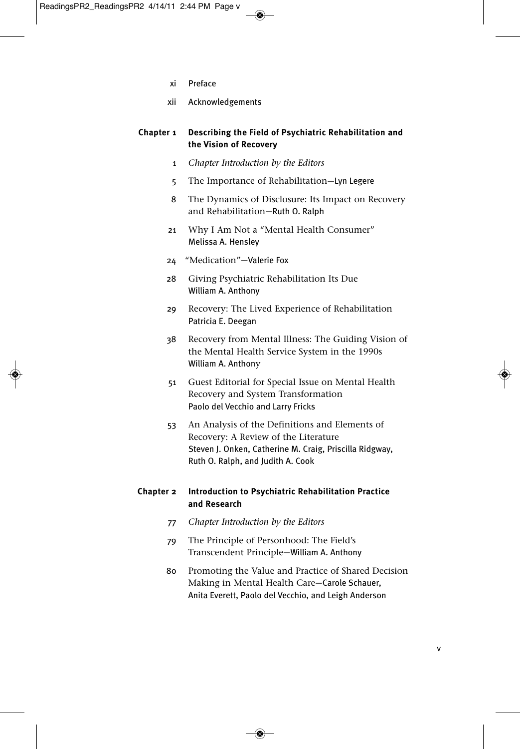xi Preface

xii Acknowledgements

## Chapter 1 Describing the Field of Psychiatric Rehabilitation and the Vision of Recovery

1 *Chapter Introduction by the Editors*

5 The Importance of Rehabilitation—Lyn Legere

8 The Dynamics of Disclosure: Its Impact on Recovery and Rehabilitation—Ruth O. Ralph

21 Why I Am Not a "Mental Health Consumer"  
Melissa A. Hensley

24 "Medication"—Valerie Fox

28 Giving Psychiatric Rehabilitation Its Due  
William A. Anthony

29 Recovery: The Lived Experience of Rehabilitation  
Patricia E. Deegan

38 Recovery from Mental Illness: The Guiding Vision of the Mental Health Service System in the 1990s  
William A. Anthony

51 Guest Editorial for Special Issue on Mental Health Recovery and System Transformation  
Paolo del Vecchio and Larry Fricks

53 An Analysis of the Definitions and Elements of Recovery: A Review of the Literature  
Steven J. Onken, Catherine M. Craig, Priscilla Ridgway, Ruth O. Ralph, and Judith A. Cook

## Chapter 2 Introduction to Psychiatric Rehabilitation Practice and Research

77 *Chapter Introduction by the Editors*

79 The Principle of Personhood: The Field's Transcendent Principle—William A. Anthony

80 Promoting the Value and Practice of Shared Decision Making in Mental Health Care—Carole Schauer, Anita Everett, Paolo del Vecchio, and Leigh Anderson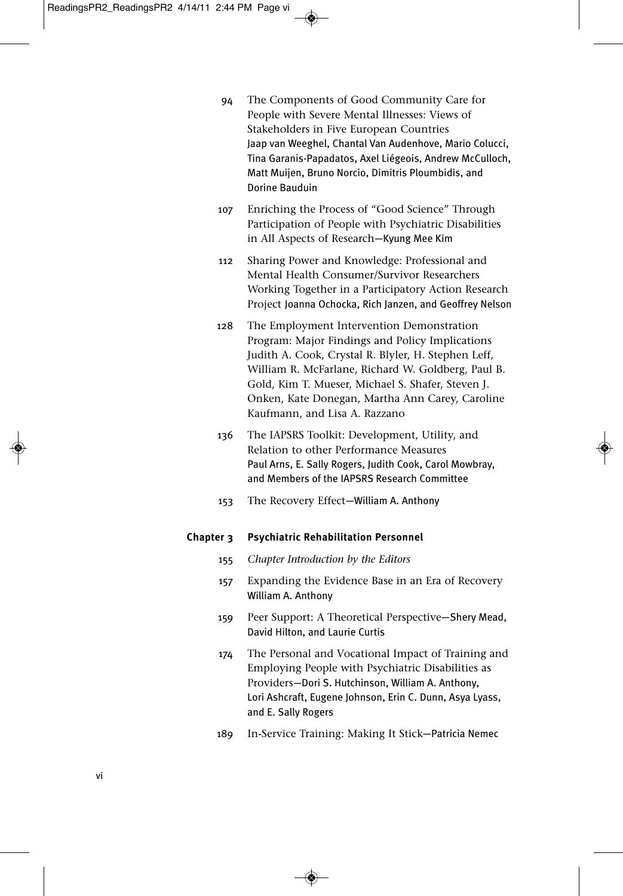94 The Components of Good Community Care for People with Severe Mental Illnesses: Views of Stakeholders in Five European Countries
Jaap van Weeghel, Chantal Van Audenhove, Mario Colucci, Tina Garanis-Papadatos, Axel Liégeois, Andrew McCulloch, Matt Muijen, Bruno Norcio, Dimitris Ploumbidis, and Dorine Bauduin

107 Enriching the Process of "Good Science" Through Participation of People with Psychiatric Disabilities in All Aspects of Research—Kyung Mee Kim

112 Sharing Power and Knowledge: Professional and Mental Health Consumer/Survivor Researchers Working Together in a Participatory Action Research Project Joanna Ochocka, Rich Janzen, and Geoffrey Nelson

128 The Employment Intervention Demonstration Program: Major Findings and Policy Implications Judith A. Cook, Crystal R. Blyler, H. Stephen Leff, William R. McFarlane, Richard W. Goldberg, Paul B. Gold, Kim T. Mueser, Michael S. Shafer, Steven J. Onken, Kate Donegan, Martha Ann Carey, Caroline Kaufmann, and Lisa A. Razzano

136 The IAPSRS Toolkit: Development, Utility, and Relation to other Performance Measures
Paul Arns, E. Sally Rogers, Judith Cook, Carol Mowbray, and Members of the IAPSRS Research Committee

153 The Recovery Effect—William A. Anthony

**Chapter 3 Psychiatric Rehabilitation Personnel**

155 *Chapter Introduction by the Editors*

157 Expanding the Evidence Base in an Era of Recovery
William A. Anthony

159 Peer Support: A Theoretical Perspective—Shery Mead, David Hilton, and Laurie Curtis

174 The Personal and Vocational Impact of Training and Employing People with Psychiatric Disabilities as Providers—Dori S. Hutchinson, William A. Anthony, Lori Ashcraft, Eugene Johnson, Erin C. Dunn, Asya Lyass, and E. Sally Rogers

189 In-Service Training: Making It Stick—Patricia Nemec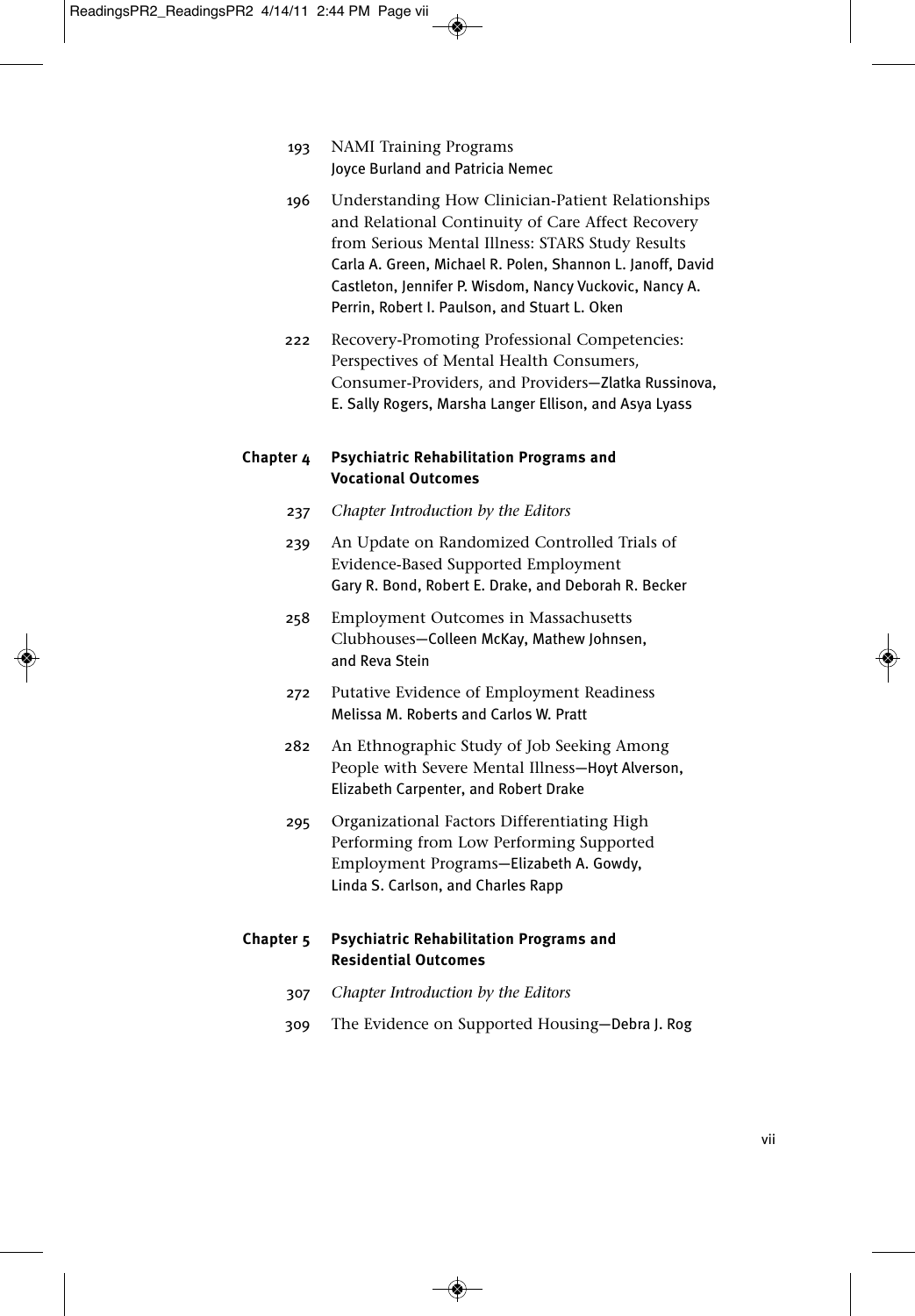193 NAMI Training Programs
Joyce Burland and Patricia Nemec

196 Understanding How Clinician-Patient Relationships and Relational Continuity of Care Affect Recovery from Serious Mental Illness: STARS Study Results
Carla A. Green, Michael R. Polen, Shannon L. Janoff, David Castleton, Jennifer P. Wisdom, Nancy Vuckovic, Nancy A. Perrin, Robert I. Paulson, and Stuart L. Oken

222 Recovery-Promoting Professional Competencies: Perspectives of Mental Health Consumers, Consumer-Providers, and Providers—Zlatka Russinova, E. Sally Rogers, Marsha Langer Ellison, and Asya Lyass

## Chapter 4 Psychiatric Rehabilitation Programs and Vocational Outcomes

237 *Chapter Introduction by the Editors*

239 An Update on Randomized Controlled Trials of Evidence-Based Supported Employment
Gary R. Bond, Robert E. Drake, and Deborah R. Becker

258 Employment Outcomes in Massachusetts Clubhouses—Colleen McKay, Mathew Johnsen, and Reva Stein

272 Putative Evidence of Employment Readiness
Melissa M. Roberts and Carlos W. Pratt

282 An Ethnographic Study of Job Seeking Among People with Severe Mental Illness—Hoyt Alverson, Elizabeth Carpenter, and Robert Drake

295 Organizational Factors Differentiating High Performing from Low Performing Supported Employment Programs—Elizabeth A. Gowdy, Linda S. Carlson, and Charles Rapp

## Chapter 5 Psychiatric Rehabilitation Programs and Residential Outcomes

307 *Chapter Introduction by the Editors*

309 The Evidence on Supported Housing—Debra J. Rog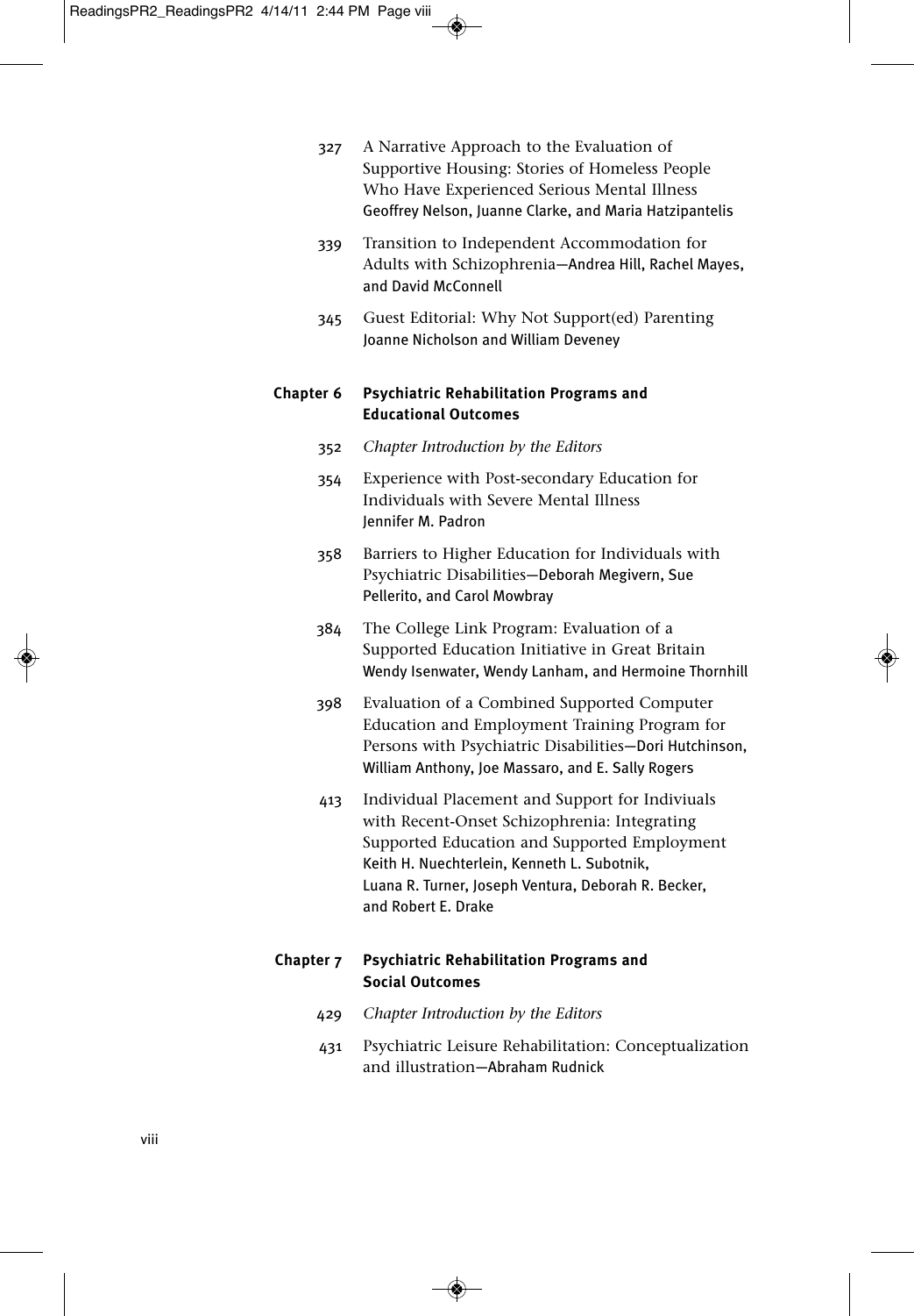327 A Narrative Approach to the Evaluation of Supportive Housing: Stories of Homeless People Who Have Experienced Serious Mental Illness
Geoffrey Nelson, Juanne Clarke, and Maria Hatzipantelis

339 Transition to Independent Accommodation for Adults with Schizophrenia—Andrea Hill, Rachel Mayes, and David McConnell

345 Guest Editorial: Why Not Support(ed) Parenting
Joanne Nicholson and William Deveney

## Chapter 6 Psychiatric Rehabilitation Programs and Educational Outcomes

352 *Chapter Introduction by the Editors*

354 Experience with Post-secondary Education for Individuals with Severe Mental Illness
Jennifer M. Padron

358 Barriers to Higher Education for Individuals with Psychiatric Disabilities—Deborah Megivern, Sue Pellerito, and Carol Mowbray

384 The College Link Program: Evaluation of a Supported Education Initiative in Great Britain
Wendy Isenwater, Wendy Lanham, and Hermoine Thornhill

398 Evaluation of a Combined Supported Computer Education and Employment Training Program for Persons with Psychiatric Disabilities—Dori Hutchinson, William Anthony, Joe Massaro, and E. Sally Rogers

413 Individual Placement and Support for Indiviuals with Recent-Onset Schizophrenia: Integrating Supported Education and Supported Employment
Keith H. Nuechterlein, Kenneth L. Subotnik, Luana R. Turner, Joseph Ventura, Deborah R. Becker, and Robert E. Drake

## Chapter 7 Psychiatric Rehabilitation Programs and Social Outcomes

429 *Chapter Introduction by the Editors*

431 Psychiatric Leisure Rehabilitation: Conceptualization and illustration—Abraham Rudnick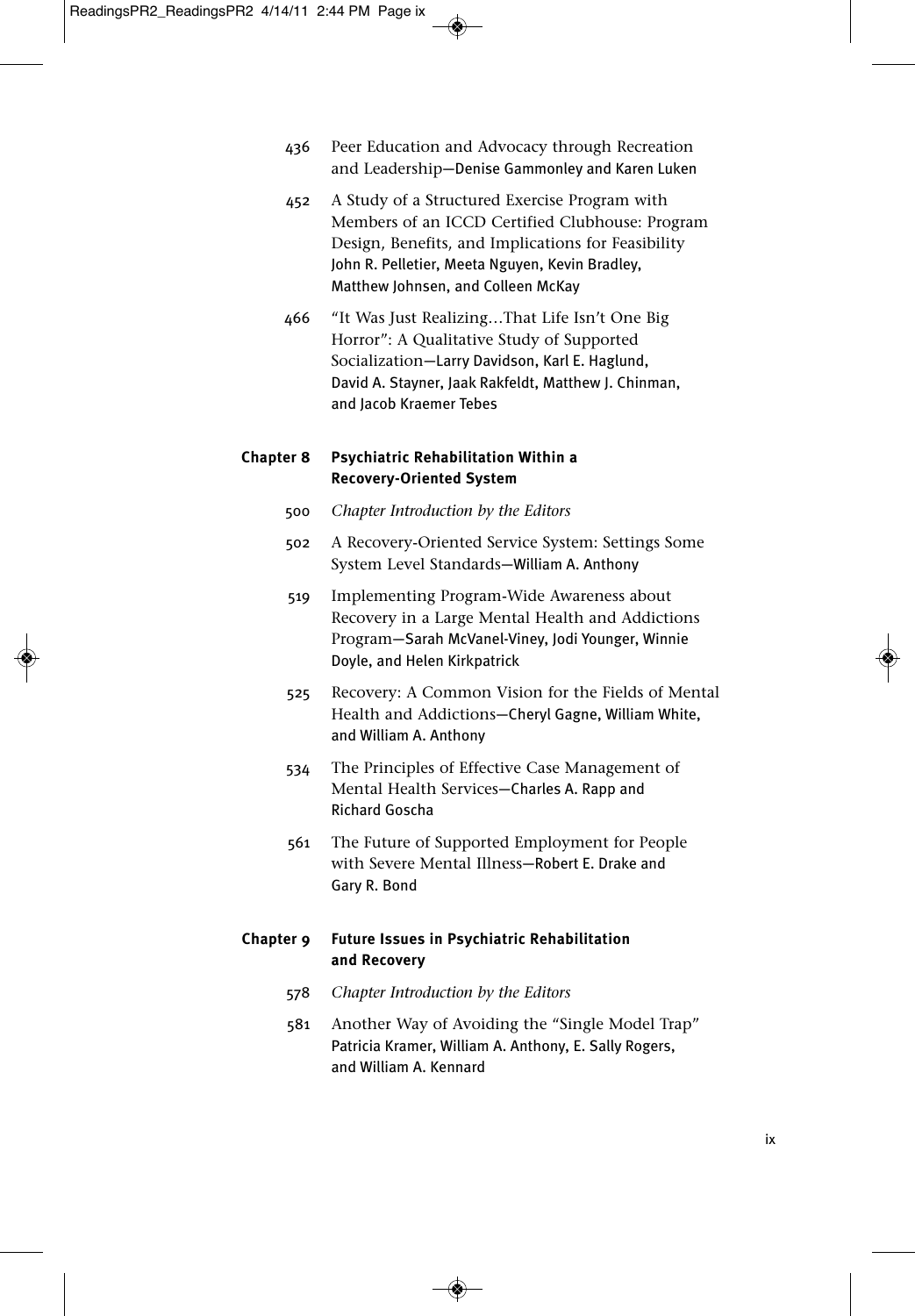436 Peer Education and Advocacy through Recreation and Leadership—Denise Gammonley and Karen Luken

452 A Study of a Structured Exercise Program with Members of an ICCD Certified Clubhouse: Program Design, Benefits, and Implications for Feasibility John R. Pelletier, Meeta Nguyen, Kevin Bradley, Matthew Johnsen, and Colleen McKay

466 "It Was Just Realizing…That Life Isn't One Big Horror": A Qualitative Study of Supported Socialization—Larry Davidson, Karl E. Haglund, David A. Stayner, Jaak Rakfeldt, Matthew J. Chinman, and Jacob Kraemer Tebes

**Chapter 8 Psychiatric Rehabilitation Within a Recovery-Oriented System**

500 *Chapter Introduction by the Editors*

502 A Recovery-Oriented Service System: Settings Some System Level Standards—William A. Anthony

519 Implementing Program-Wide Awareness about Recovery in a Large Mental Health and Addictions Program—Sarah McVanel-Viney, Jodi Younger, Winnie Doyle, and Helen Kirkpatrick

525 Recovery: A Common Vision for the Fields of Mental Health and Addictions—Cheryl Gagne, William White, and William A. Anthony

534 The Principles of Effective Case Management of Mental Health Services—Charles A. Rapp and Richard Goscha

561 The Future of Supported Employment for People with Severe Mental Illness—Robert E. Drake and Gary R. Bond

**Chapter 9 Future Issues in Psychiatric Rehabilitation and Recovery**

578 *Chapter Introduction by the Editors*

581 Another Way of Avoiding the "Single Model Trap" Patricia Kramer, William A. Anthony, E. Sally Rogers, and William A. Kennard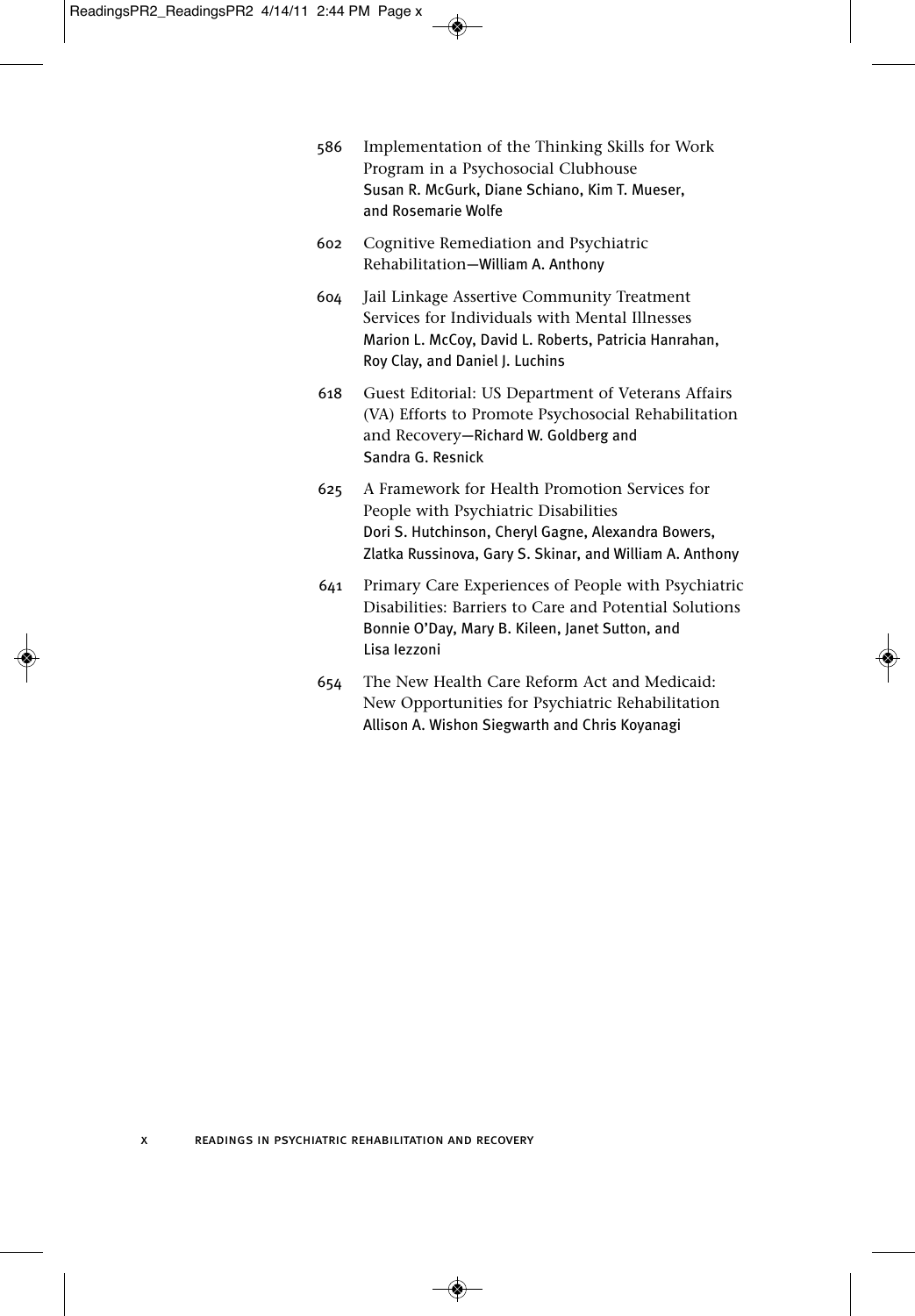586 Implementation of the Thinking Skills for Work Program in a Psychosocial Clubhouse
Susan R. McGurk, Diane Schiano, Kim T. Mueser, and Rosemarie Wolfe

602 Cognitive Remediation and Psychiatric Rehabilitation—William A. Anthony

604 Jail Linkage Assertive Community Treatment Services for Individuals with Mental Illnesses
Marion L. McCoy, David L. Roberts, Patricia Hanrahan, Roy Clay, and Daniel J. Luchins

618 Guest Editorial: US Department of Veterans Affairs (VA) Efforts to Promote Psychosocial Rehabilitation and Recovery—Richard W. Goldberg and Sandra G. Resnick

625 A Framework for Health Promotion Services for People with Psychiatric Disabilities
Dori S. Hutchinson, Cheryl Gagne, Alexandra Bowers, Zlatka Russinova, Gary S. Skinar, and William A. Anthony

641 Primary Care Experiences of People with Psychiatric Disabilities: Barriers to Care and Potential Solutions
Bonnie O'Day, Mary B. Kileen, Janet Sutton, and Lisa Iezzoni

654 The New Health Care Reform Act and Medicaid: New Opportunities for Psychiatric Rehabilitation
Allison A. Wishon Siegwarth and Chris Koyanagi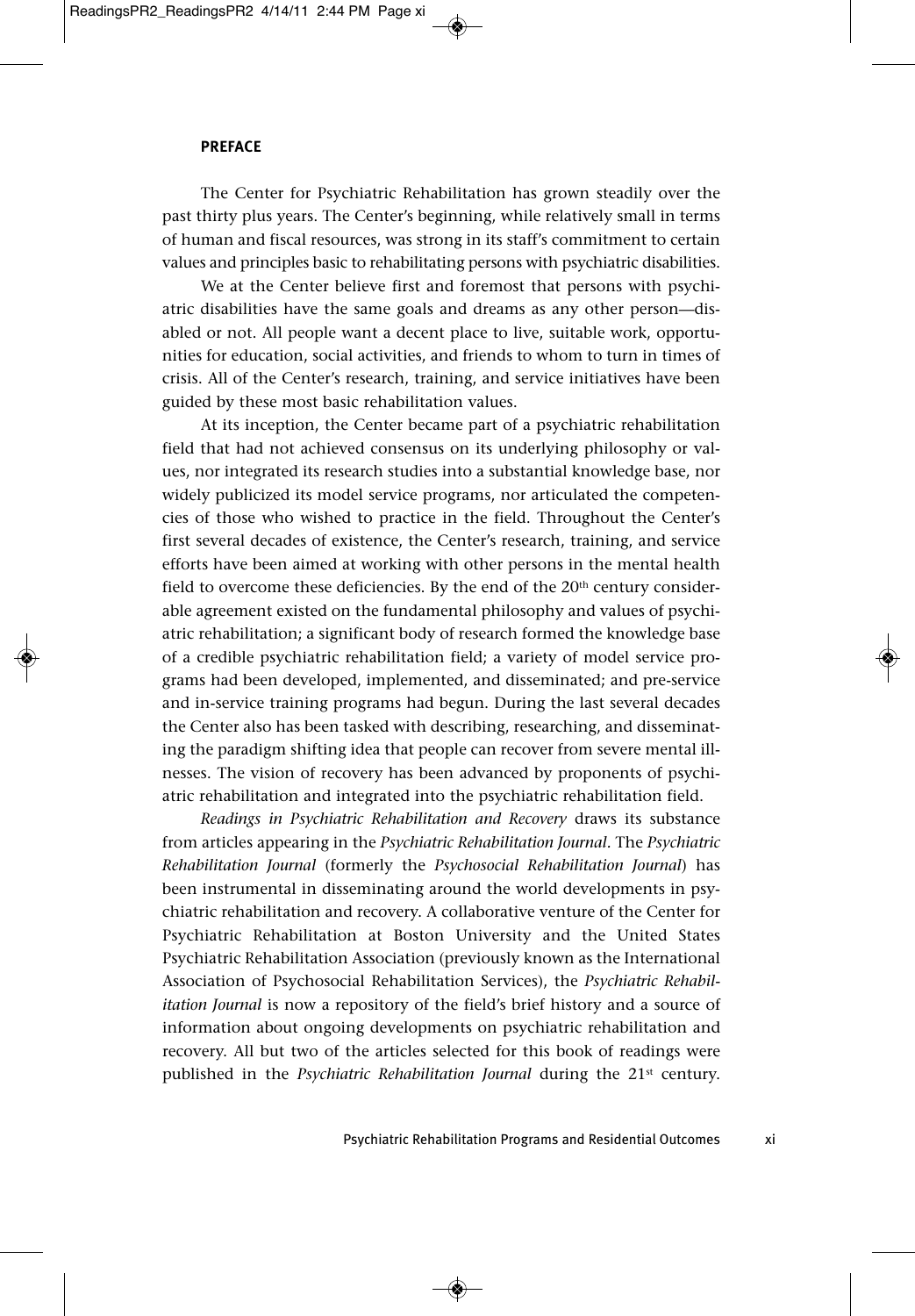## PREFACE

The Center for Psychiatric Rehabilitation has grown steadily over the past thirty plus years. The Center's beginning, while relatively small in terms of human and fiscal resources, was strong in its staff's commitment to certain values and principles basic to rehabilitating persons with psychiatric disabilities.

We at the Center believe first and foremost that persons with psychiatric disabilities have the same goals and dreams as any other person—disabled or not. All people want a decent place to live, suitable work, opportunities for education, social activities, and friends to whom to turn in times of crisis. All of the Center's research, training, and service initiatives have been guided by these most basic rehabilitation values.

At its inception, the Center became part of a psychiatric rehabilitation field that had not achieved consensus on its underlying philosophy or values, nor integrated its research studies into a substantial knowledge base, nor widely publicized its model service programs, nor articulated the competencies of those who wished to practice in the field. Throughout the Center's first several decades of existence, the Center's research, training, and service efforts have been aimed at working with other persons in the mental health field to overcome these deficiencies. By the end of the 20th century considerable agreement existed on the fundamental philosophy and values of psychiatric rehabilitation; a significant body of research formed the knowledge base of a credible psychiatric rehabilitation field; a variety of model service programs had been developed, implemented, and disseminated; and pre-service and in-service training programs had begun. During the last several decades the Center also has been tasked with describing, researching, and disseminating the paradigm shifting idea that people can recover from severe mental illnesses. The vision of recovery has been advanced by proponents of psychiatric rehabilitation and integrated into the psychiatric rehabilitation field.

*Readings in Psychiatric Rehabilitation and Recovery* draws its substance from articles appearing in the *Psychiatric Rehabilitation Journal*. The *Psychiatric Rehabilitation Journal* (formerly the *Psychosocial Rehabilitation Journal*) has been instrumental in disseminating around the world developments in psychiatric rehabilitation and recovery. A collaborative venture of the Center for Psychiatric Rehabilitation at Boston University and the United States Psychiatric Rehabilitation Association (previously known as the International Association of Psychosocial Rehabilitation Services), the *Psychiatric Rehabilitation Journal* is now a repository of the field's brief history and a source of information about ongoing developments on psychiatric rehabilitation and recovery. All but two of the articles selected for this book of readings were published in the *Psychiatric Rehabilitation Journal* during the 21st century.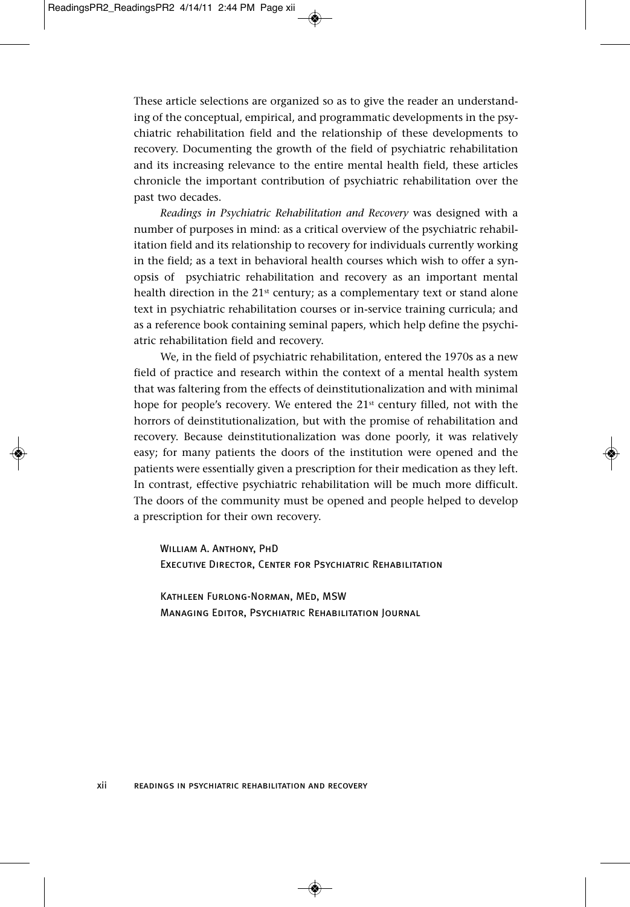These article selections are organized so as to give the reader an understanding of the conceptual, empirical, and programmatic developments in the psychiatric rehabilitation field and the relationship of these developments to recovery. Documenting the growth of the field of psychiatric rehabilitation and its increasing relevance to the entire mental health field, these articles chronicle the important contribution of psychiatric rehabilitation over the past two decades.

*Readings in Psychiatric Rehabilitation and Recovery* was designed with a number of purposes in mind: as a critical overview of the psychiatric rehabilitation field and its relationship to recovery for individuals currently working in the field; as a text in behavioral health courses which wish to offer a synopsis of psychiatric rehabilitation and recovery as an important mental health direction in the 21st century; as a complementary text or stand alone text in psychiatric rehabilitation courses or in-service training curricula; and as a reference book containing seminal papers, which help define the psychiatric rehabilitation field and recovery.

We, in the field of psychiatric rehabilitation, entered the 1970s as a new field of practice and research within the context of a mental health system that was faltering from the effects of deinstitutionalization and with minimal hope for people's recovery. We entered the 21st century filled, not with the horrors of deinstitutionalization, but with the promise of rehabilitation and recovery. Because deinstitutionalization was done poorly, it was relatively easy; for many patients the doors of the institution were opened and the patients were essentially given a prescription for their medication as they left. In contrast, effective psychiatric rehabilitation will be much more difficult. The doors of the community must be opened and people helped to develop a prescription for their own recovery.

William A. Anthony, PhD
Executive Director, Center for Psychiatric Rehabilitation

Kathleen Furlong-Norman, MEd, MSW
Managing Editor, Psychiatric Rehabilitation Journal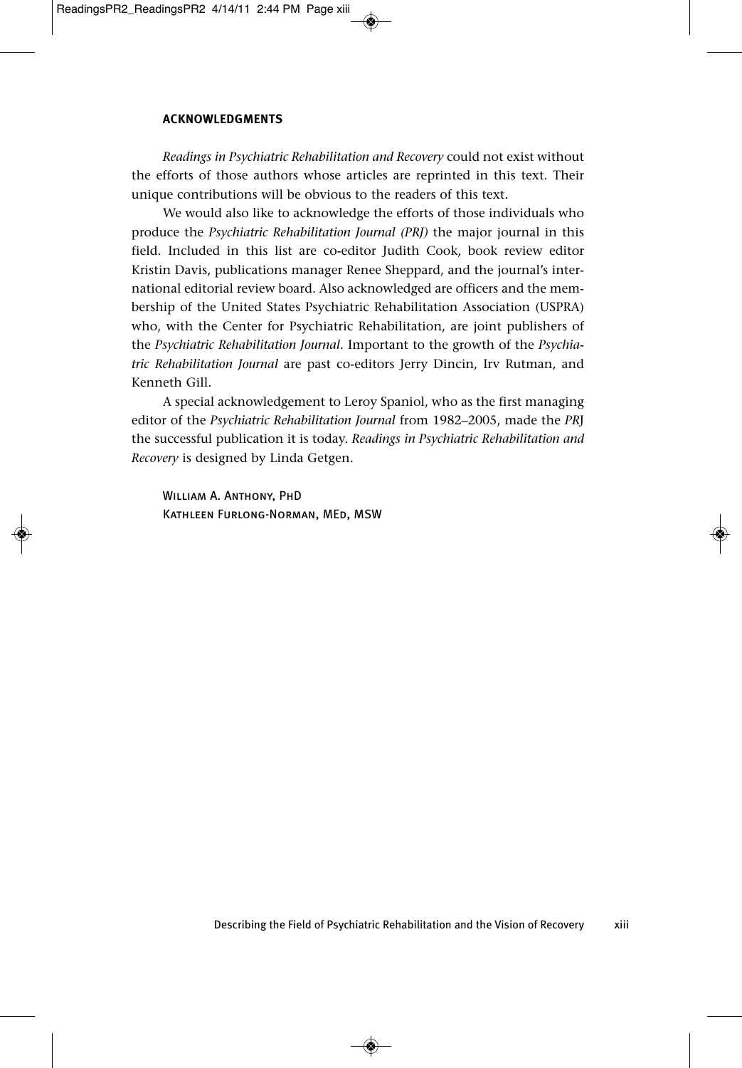## ACKNOWLEDGMENTS

*Readings in Psychiatric Rehabilitation and Recovery* could not exist without the efforts of those authors whose articles are reprinted in this text. Their unique contributions will be obvious to the readers of this text.

We would also like to acknowledge the efforts of those individuals who produce the *Psychiatric Rehabilitation Journal (PRJ)* the major journal in this field. Included in this list are co-editor Judith Cook, book review editor Kristin Davis, publications manager Renee Sheppard, and the journal's international editorial review board. Also acknowledged are officers and the membership of the United States Psychiatric Rehabilitation Association (USPRA) who, with the Center for Psychiatric Rehabilitation, are joint publishers of the *Psychiatric Rehabilitation Journal*. Important to the growth of the *Psychiatric Rehabilitation Journal* are past co-editors Jerry Dincin, Irv Rutman, and Kenneth Gill.

A special acknowledgement to Leroy Spaniol, who as the first managing editor of the *Psychiatric Rehabilitation Journal* from 1982–2005, made the *PRJ* the successful publication it is today. *Readings in Psychiatric Rehabilitation and Recovery* is designed by Linda Getgen.

William A. Anthony, PhD
Kathleen Furlong-Norman, MEd, MSW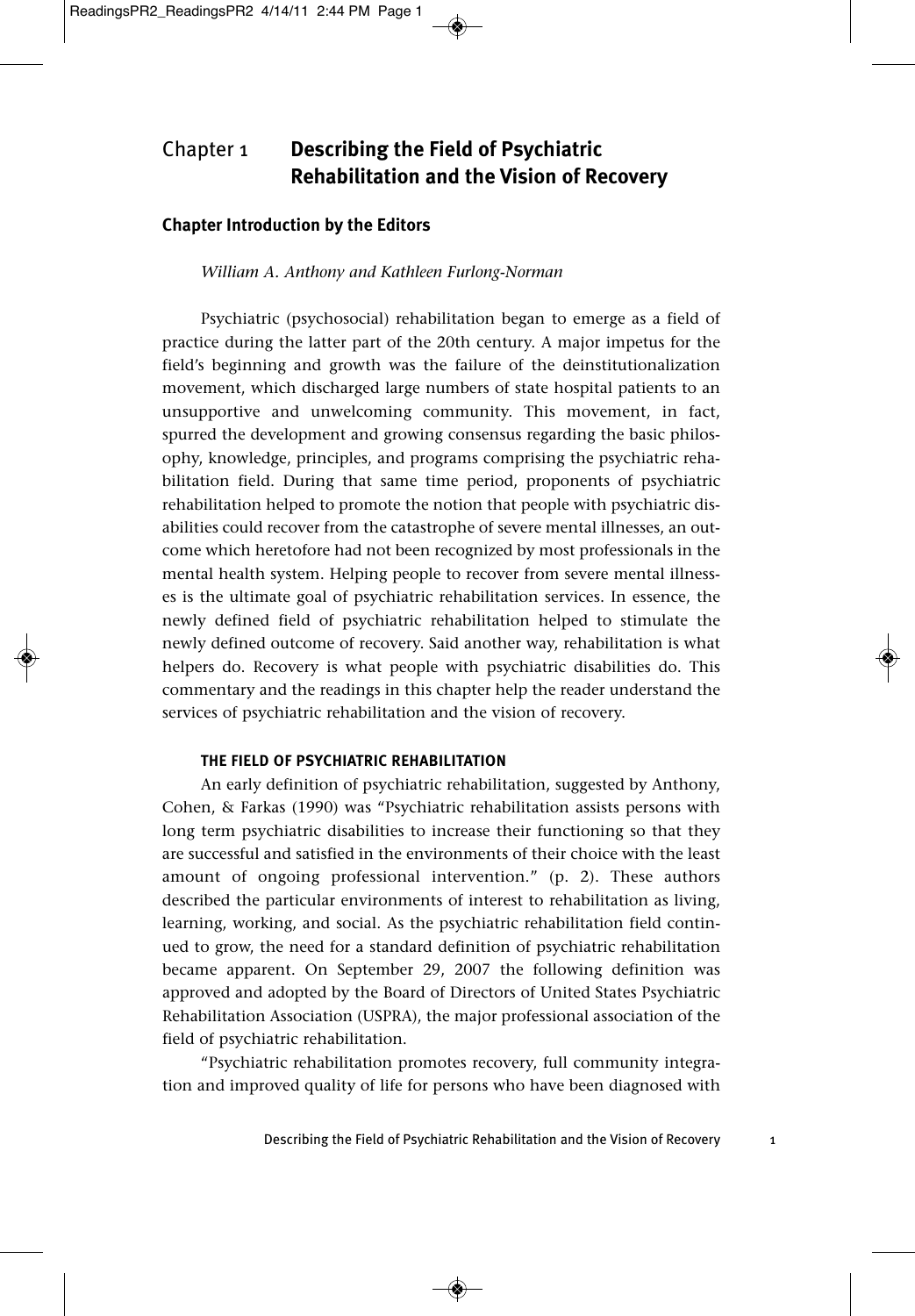# Chapter 1 Describing the Field of Psychiatric Rehabilitation and the Vision of Recovery

## Chapter Introduction by the Editors

*William A. Anthony and Kathleen Furlong-Norman*

Psychiatric (psychosocial) rehabilitation began to emerge as a field of practice during the latter part of the 20th century. A major impetus for the field's beginning and growth was the failure of the deinstitutionalization movement, which discharged large numbers of state hospital patients to an unsupportive and unwelcoming community. This movement, in fact, spurred the development and growing consensus regarding the basic philosophy, knowledge, principles, and programs comprising the psychiatric rehabilitation field. During that same time period, proponents of psychiatric rehabilitation helped to promote the notion that people with psychiatric disabilities could recover from the catastrophe of severe mental illnesses, an outcome which heretofore had not been recognized by most professionals in the mental health system. Helping people to recover from severe mental illnesses is the ultimate goal of psychiatric rehabilitation services. In essence, the newly defined field of psychiatric rehabilitation helped to stimulate the newly defined outcome of recovery. Said another way, rehabilitation is what helpers do. Recovery is what people with psychiatric disabilities do. This commentary and the readings in this chapter help the reader understand the services of psychiatric rehabilitation and the vision of recovery.

### THE FIELD OF PSYCHIATRIC REHABILITATION

An early definition of psychiatric rehabilitation, suggested by Anthony, Cohen, & Farkas (1990) was "Psychiatric rehabilitation assists persons with long term psychiatric disabilities to increase their functioning so that they are successful and satisfied in the environments of their choice with the least amount of ongoing professional intervention." (p. 2). These authors described the particular environments of interest to rehabilitation as living, learning, working, and social. As the psychiatric rehabilitation field continued to grow, the need for a standard definition of psychiatric rehabilitation became apparent. On September 29, 2007 the following definition was approved and adopted by the Board of Directors of United States Psychiatric Rehabilitation Association (USPRA), the major professional association of the field of psychiatric rehabilitation.

"Psychiatric rehabilitation promotes recovery, full community integration and improved quality of life for persons who have been diagnosed with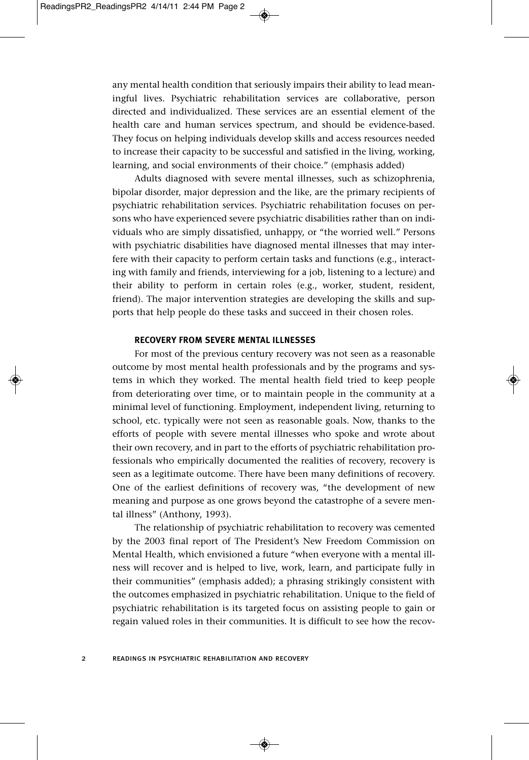any mental health condition that seriously impairs their ability to lead meaningful lives. Psychiatric rehabilitation services are collaborative, person directed and individualized. These services are an essential element of the health care and human services spectrum, and should be evidence-based. They focus on helping individuals develop skills and access resources needed to increase their capacity to be successful and satisfied in the living, working, learning, and social environments of their choice." (emphasis added)

Adults diagnosed with severe mental illnesses, such as schizophrenia, bipolar disorder, major depression and the like, are the primary recipients of psychiatric rehabilitation services. Psychiatric rehabilitation focuses on persons who have experienced severe psychiatric disabilities rather than on individuals who are simply dissatisfied, unhappy, or "the worried well." Persons with psychiatric disabilities have diagnosed mental illnesses that may interfere with their capacity to perform certain tasks and functions (e.g., interacting with family and friends, interviewing for a job, listening to a lecture) and their ability to perform in certain roles (e.g., worker, student, resident, friend). The major intervention strategies are developing the skills and supports that help people do these tasks and succeed in their chosen roles.

**RECOVERY FROM SEVERE MENTAL ILLNESSES**

For most of the previous century recovery was not seen as a reasonable outcome by most mental health professionals and by the programs and systems in which they worked. The mental health field tried to keep people from deteriorating over time, or to maintain people in the community at a minimal level of functioning. Employment, independent living, returning to school, etc. typically were not seen as reasonable goals. Now, thanks to the efforts of people with severe mental illnesses who spoke and wrote about their own recovery, and in part to the efforts of psychiatric rehabilitation professionals who empirically documented the realities of recovery, recovery is seen as a legitimate outcome. There have been many definitions of recovery. One of the earliest definitions of recovery was, "the development of new meaning and purpose as one grows beyond the catastrophe of a severe mental illness" (Anthony, 1993).

The relationship of psychiatric rehabilitation to recovery was cemented by the 2003 final report of The President's New Freedom Commission on Mental Health, which envisioned a future "when everyone with a mental illness will recover and is helped to live, work, learn, and participate fully in their communities" (emphasis added); a phrasing strikingly consistent with the outcomes emphasized in psychiatric rehabilitation. Unique to the field of psychiatric rehabilitation is its targeted focus on assisting people to gain or regain valued roles in their communities. It is difficult to see how the recov-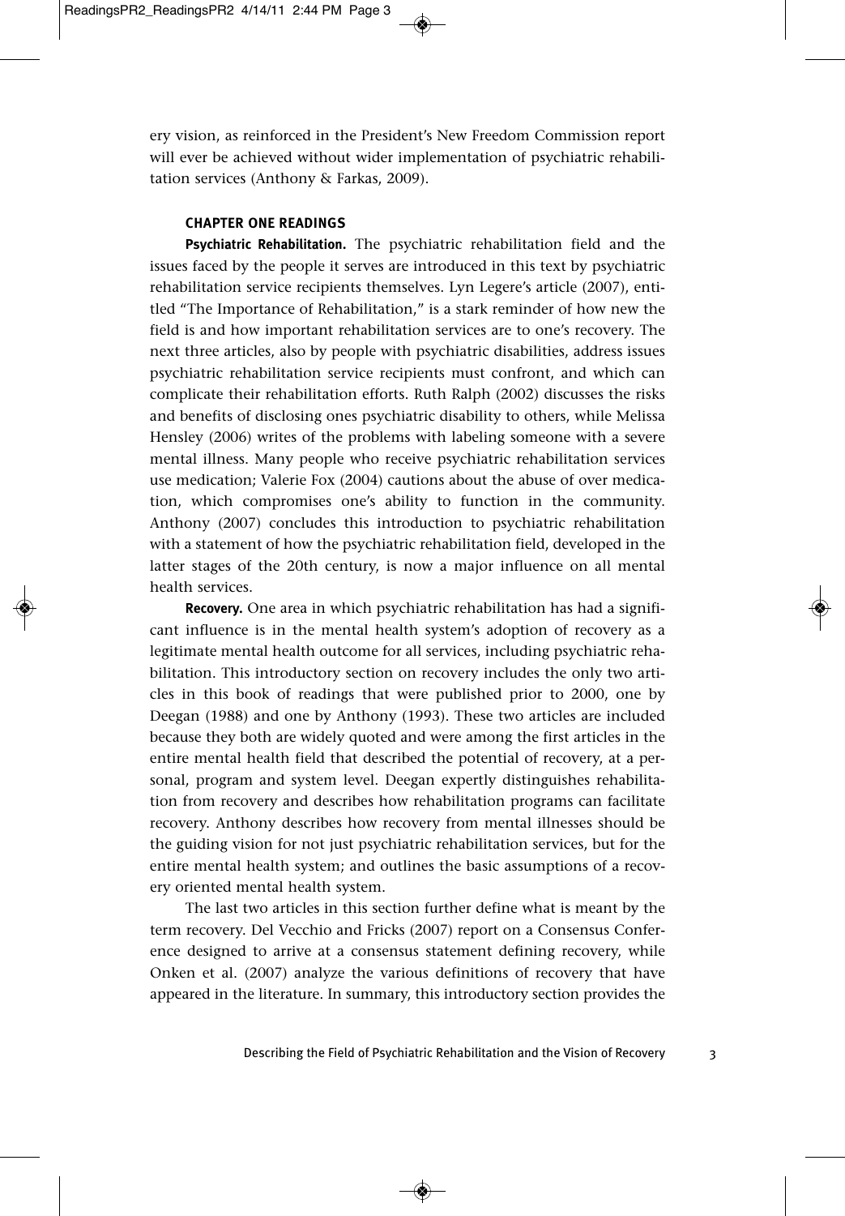ery vision, as reinforced in the President's New Freedom Commission report will ever be achieved without wider implementation of psychiatric rehabilitation services (Anthony & Farkas, 2009).

## CHAPTER ONE READINGS

**Psychiatric Rehabilitation.** The psychiatric rehabilitation field and the issues faced by the people it serves are introduced in this text by psychiatric rehabilitation service recipients themselves. Lyn Legere's article (2007), entitled "The Importance of Rehabilitation," is a stark reminder of how new the field is and how important rehabilitation services are to one's recovery. The next three articles, also by people with psychiatric disabilities, address issues psychiatric rehabilitation service recipients must confront, and which can complicate their rehabilitation efforts. Ruth Ralph (2002) discusses the risks and benefits of disclosing ones psychiatric disability to others, while Melissa Hensley (2006) writes of the problems with labeling someone with a severe mental illness. Many people who receive psychiatric rehabilitation services use medication; Valerie Fox (2004) cautions about the abuse of over medication, which compromises one's ability to function in the community. Anthony (2007) concludes this introduction to psychiatric rehabilitation with a statement of how the psychiatric rehabilitation field, developed in the latter stages of the 20th century, is now a major influence on all mental health services.

**Recovery.** One area in which psychiatric rehabilitation has had a significant influence is in the mental health system's adoption of recovery as a legitimate mental health outcome for all services, including psychiatric rehabilitation. This introductory section on recovery includes the only two articles in this book of readings that were published prior to 2000, one by Deegan (1988) and one by Anthony (1993). These two articles are included because they both are widely quoted and were among the first articles in the entire mental health field that described the potential of recovery, at a personal, program and system level. Deegan expertly distinguishes rehabilitation from recovery and describes how rehabilitation programs can facilitate recovery. Anthony describes how recovery from mental illnesses should be the guiding vision for not just psychiatric rehabilitation services, but for the entire mental health system; and outlines the basic assumptions of a recovery oriented mental health system.

The last two articles in this section further define what is meant by the term recovery. Del Vecchio and Fricks (2007) report on a Consensus Conference designed to arrive at a consensus statement defining recovery, while Onken et al. (2007) analyze the various definitions of recovery that have appeared in the literature. In summary, this introductory section provides the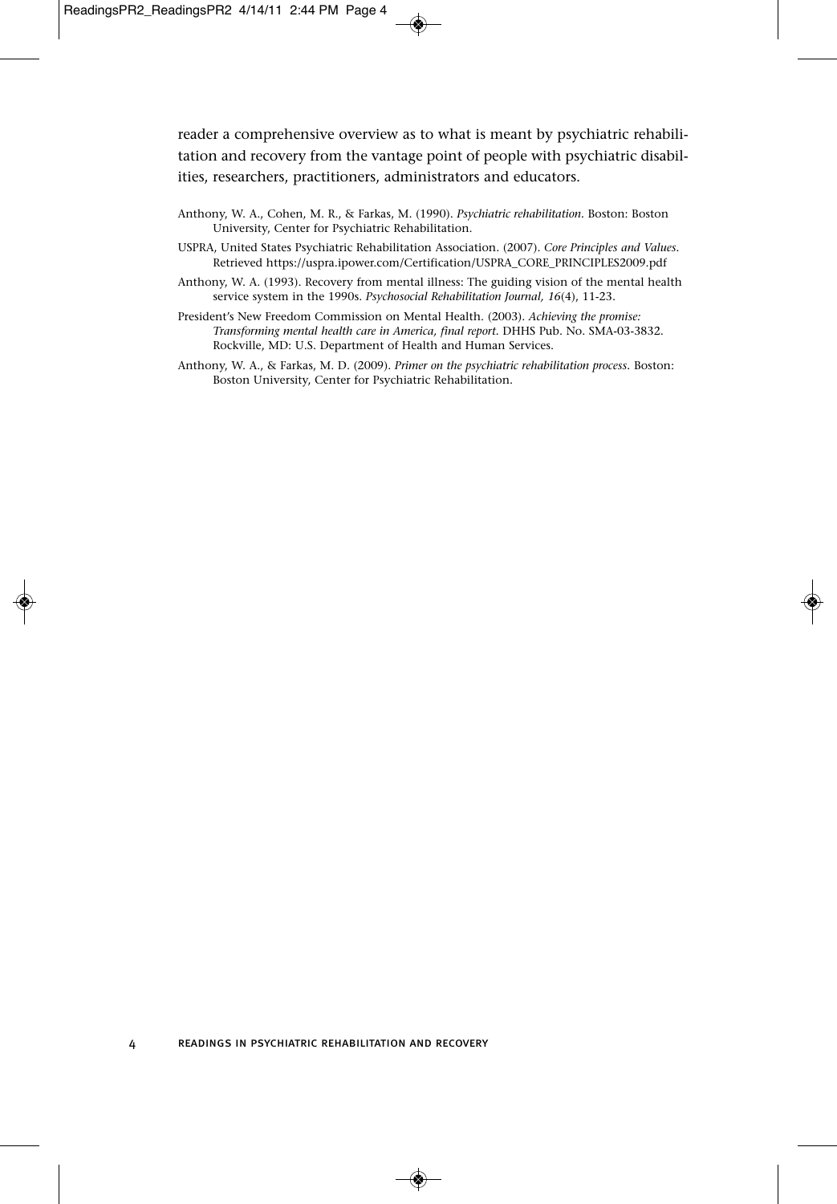reader a comprehensive overview as to what is meant by psychiatric rehabilitation and recovery from the vantage point of people with psychiatric disabilities, researchers, practitioners, administrators and educators.

Anthony, W. A., Cohen, M. R., & Farkas, M. (1990). *Psychiatric rehabilitation.* Boston: Boston University, Center for Psychiatric Rehabilitation.

USPRA, United States Psychiatric Rehabilitation Association. (2007). *Core Principles and Values.* Retrieved https://uspra.ipower.com/Certification/USPRA_CORE_PRINCIPLES2009.pdf

Anthony, W. A. (1993). Recovery from mental illness: The guiding vision of the mental health service system in the 1990s. *Psychosocial Rehabilitation Journal, 16*(4), 11-23.

President's New Freedom Commission on Mental Health. (2003). *Achieving the promise: Transforming mental health care in America, final report.* DHHS Pub. No. SMA-03-3832. Rockville, MD: U.S. Department of Health and Human Services.

Anthony, W. A., & Farkas, M. D. (2009). *Primer on the psychiatric rehabilitation process.* Boston: Boston University, Center for Psychiatric Rehabilitation.